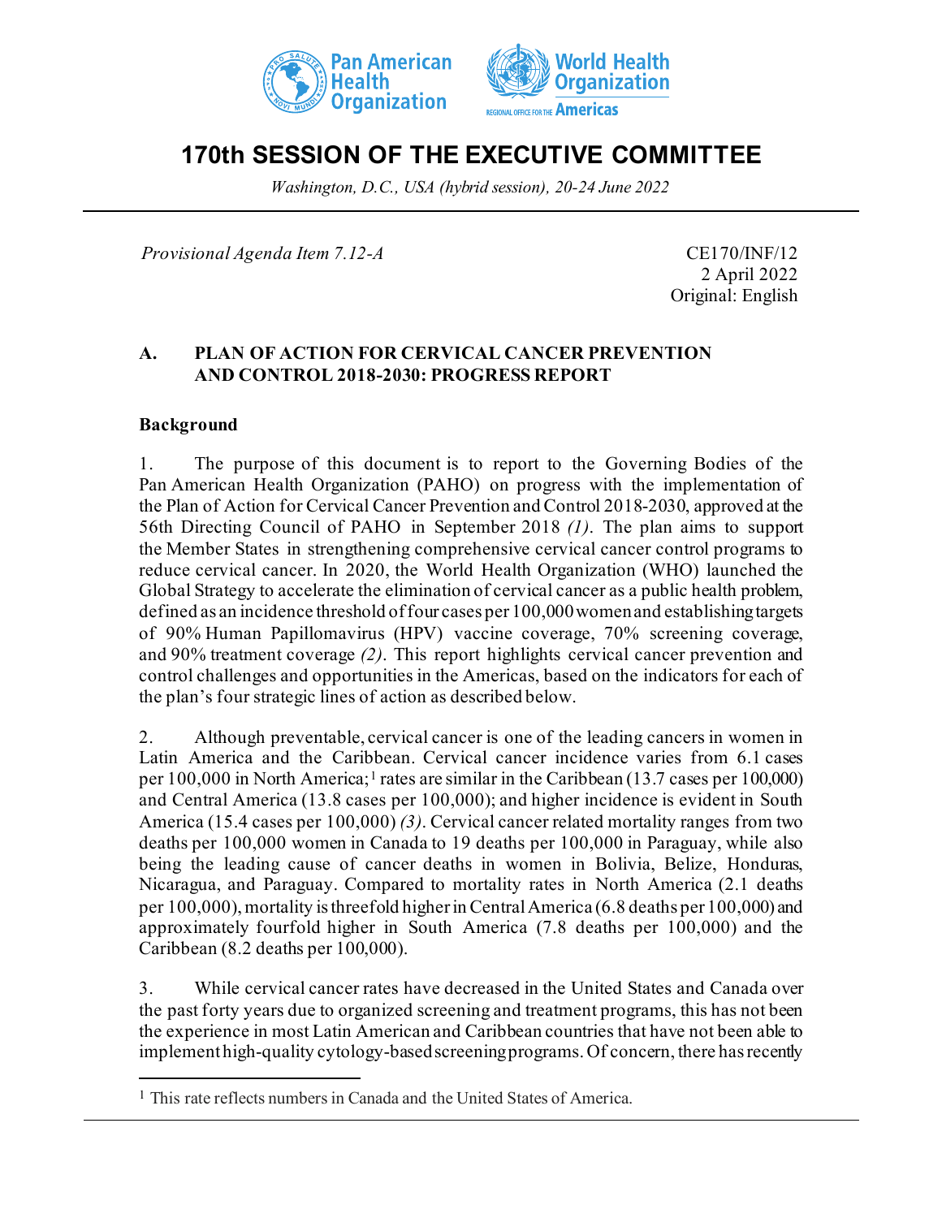# 170th SESSION OF THE EXECUTIVE COMMITTEE

*Washington, D.C., USA (hybrid session), 20-24 June 2022*

*Provisional Agenda Item 7.12-A*

CE170/INF/12
2 April 2022
Original: English

## A. PLAN OF ACTION FOR CERVICAL CANCER PREVENTION AND CONTROL 2018-2030: PROGRESS REPORT

### Background

1. The purpose of this document is to report to the Governing Bodies of the Pan American Health Organization (PAHO) on progress with the implementation of the Plan of Action for Cervical Cancer Prevention and Control 2018-2030, approved at the 56th Directing Council of PAHO in September 2018 *(1)*. The plan aims to support the Member States in strengthening comprehensive cervical cancer control programs to reduce cervical cancer. In 2020, the World Health Organization (WHO) launched the Global Strategy to accelerate the elimination of cervical cancer as a public health problem, defined as an incidence threshold of four cases per 100,000 women and establishing targets of 90% Human Papillomavirus (HPV) vaccine coverage, 70% screening coverage, and 90% treatment coverage *(2)*. This report highlights cervical cancer prevention and control challenges and opportunities in the Americas, based on the indicators for each of the plan's four strategic lines of action as described below.

2. Although preventable, cervical cancer is one of the leading cancers in women in Latin America and the Caribbean. Cervical cancer incidence varies from 6.1 cases per 100,000 in North America;[1] rates are similar in the Caribbean (13.7 cases per 100,000) and Central America (13.8 cases per 100,000); and higher incidence is evident in South America (15.4 cases per 100,000) *(3)*. Cervical cancer related mortality ranges from two deaths per 100,000 women in Canada to 19 deaths per 100,000 in Paraguay, while also being the leading cause of cancer deaths in women in Bolivia, Belize, Honduras, Nicaragua, and Paraguay. Compared to mortality rates in North America (2.1 deaths per 100,000), mortality is threefold higher in Central America (6.8 deaths per 100,000) and approximately fourfold higher in South America (7.8 deaths per 100,000) and the Caribbean (8.2 deaths per 100,000).

3. While cervical cancer rates have decreased in the United States and Canada over the past forty years due to organized screening and treatment programs, this has not been the experience in most Latin American and Caribbean countries that have not been able to implement high-quality cytology-based screening programs. Of concern, there has recently

---

[1] This rate reflects numbers in Canada and the United States of America.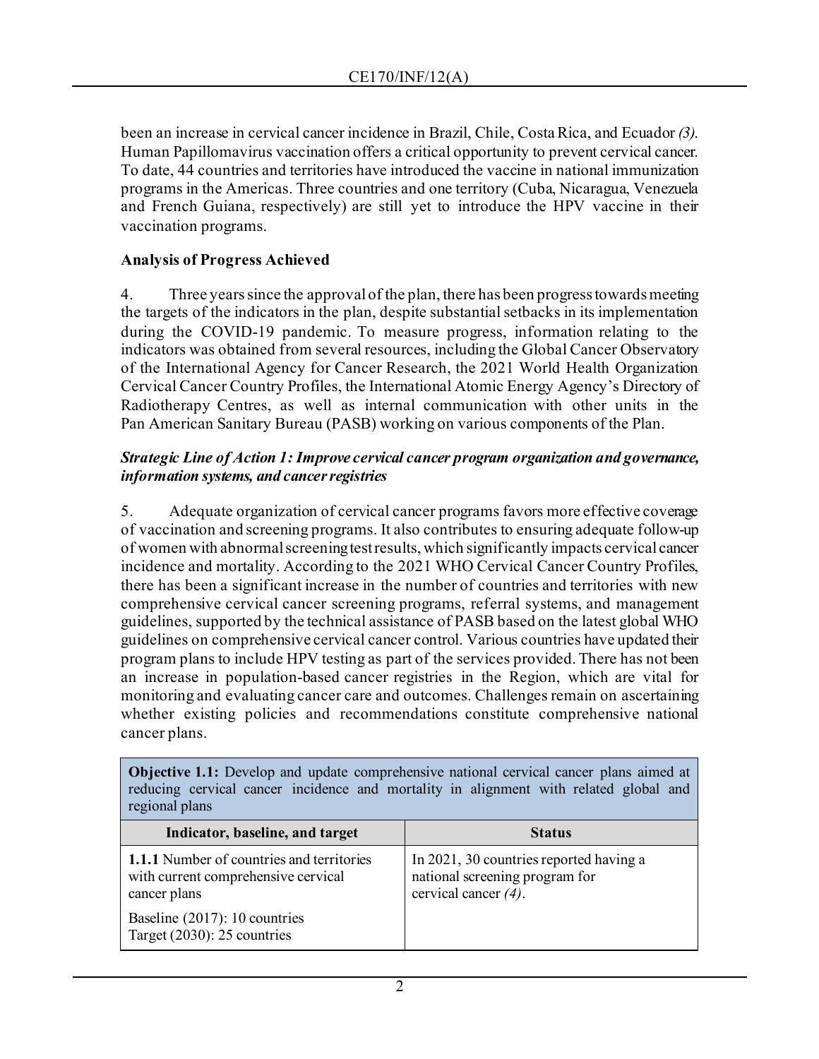been an increase in cervical cancer incidence in Brazil, Chile, Costa Rica, and Ecuador *(3)*. Human Papillomavirus vaccination offers a critical opportunity to prevent cervical cancer. To date, 44 countries and territories have introduced the vaccine in national immunization programs in the Americas. Three countries and one territory (Cuba, Nicaragua, Venezuela and French Guiana, respectively) are still yet to introduce the HPV vaccine in their vaccination programs.

**Analysis of Progress Achieved**

4. Three years since the approval of the plan, there has been progress towards meeting the targets of the indicators in the plan, despite substantial setbacks in its implementation during the COVID-19 pandemic. To measure progress, information relating to the indicators was obtained from several resources, including the Global Cancer Observatory of the International Agency for Cancer Research, the 2021 World Health Organization Cervical Cancer Country Profiles, the International Atomic Energy Agency's Directory of Radiotherapy Centres, as well as internal communication with other units in the Pan American Sanitary Bureau (PASB) working on various components of the Plan.

***Strategic Line of Action 1: Improve cervical cancer program organization and governance, information systems, and cancer registries***

5. Adequate organization of cervical cancer programs favors more effective coverage of vaccination and screening programs. It also contributes to ensuring adequate follow-up of women with abnormal screening test results, which significantly impacts cervical cancer incidence and mortality. According to the 2021 WHO Cervical Cancer Country Profiles, there has been a significant increase in the number of countries and territories with new comprehensive cervical cancer screening programs, referral systems, and management guidelines, supported by the technical assistance of PASB based on the latest global WHO guidelines on comprehensive cervical cancer control. Various countries have updated their program plans to include HPV testing as part of the services provided. There has not been an increase in population-based cancer registries in the Region, which are vital for monitoring and evaluating cancer care and outcomes. Challenges remain on ascertaining whether existing policies and recommendations constitute comprehensive national cancer plans.

| **Objective 1.1:** Develop and update comprehensive national cervical cancer plans aimed at reducing cervical cancer incidence and mortality in alignment with related global and regional plans | |
|---|---|
| **Indicator, baseline, and target** | **Status** |
| **1.1.1** Number of countries and territories with current comprehensive cervical cancer plans<br><br>Baseline (2017): 10 countries<br>Target (2030): 25 countries | In 2021, 30 countries reported having a national screening program for cervical cancer *(4)*. |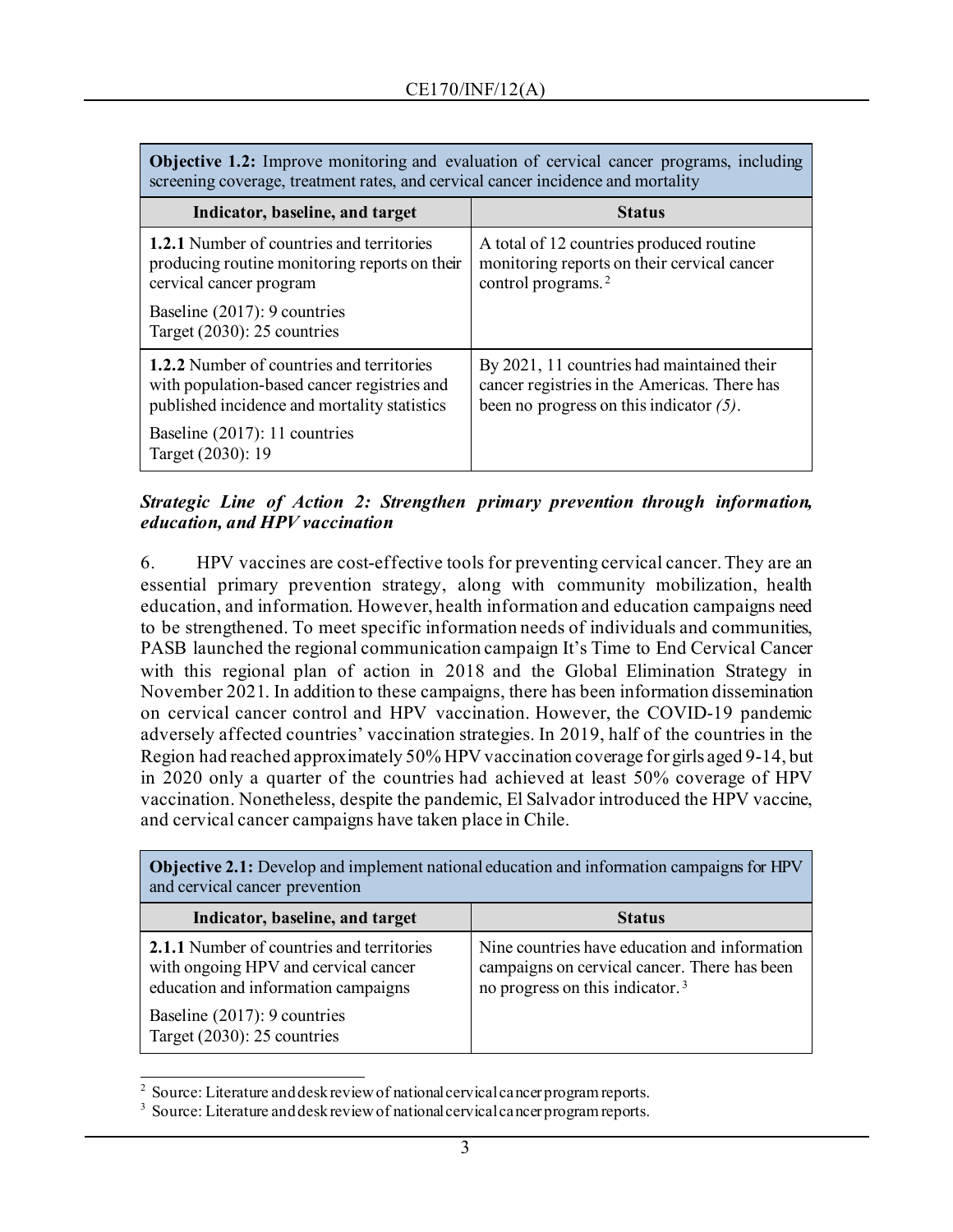| **Objective 1.2:** Improve monitoring and evaluation of cervical cancer programs, including screening coverage, treatment rates, and cervical cancer incidence and mortality | |
|---|---|
| **Indicator, baseline, and target** | **Status** |
| **1.2.1** Number of countries and territories producing routine monitoring reports on their cervical cancer program<br><br>Baseline (2017): 9 countries<br>Target (2030): 25 countries | A total of 12 countries produced routine monitoring reports on their cervical cancer control programs.[2] |
| **1.2.2** Number of countries and territories with population-based cancer registries and published incidence and mortality statistics<br><br>Baseline (2017): 11 countries<br>Target (2030): 19 | By 2021, 11 countries had maintained their cancer registries in the Americas. There has been no progress on this indicator *(5)*. |

***Strategic Line of Action 2: Strengthen primary prevention through information, education, and HPV vaccination***

6. HPV vaccines are cost-effective tools for preventing cervical cancer. They are an essential primary prevention strategy, along with community mobilization, health education, and information. However, health information and education campaigns need to be strengthened. To meet specific information needs of individuals and communities, PASB launched the regional communication campaign It's Time to End Cervical Cancer with this regional plan of action in 2018 and the Global Elimination Strategy in November 2021. In addition to these campaigns, there has been information dissemination on cervical cancer control and HPV vaccination. However, the COVID-19 pandemic adversely affected countries' vaccination strategies. In 2019, half of the countries in the Region had reached approximately 50% HPV vaccination coverage for girls aged 9-14, but in 2020 only a quarter of the countries had achieved at least 50% coverage of HPV vaccination. Nonetheless, despite the pandemic, El Salvador introduced the HPV vaccine, and cervical cancer campaigns have taken place in Chile.

| **Objective 2.1:** Develop and implement national education and information campaigns for HPV and cervical cancer prevention | |
|---|---|
| **Indicator, baseline, and target** | **Status** |
| **2.1.1** Number of countries and territories with ongoing HPV and cervical cancer education and information campaigns<br><br>Baseline (2017): 9 countries<br>Target (2030): 25 countries | Nine countries have education and information campaigns on cervical cancer. There has been no progress on this indicator.[3] |

[2] Source: Literature and desk review of national cervical cancer program reports.

[3] Source: Literature and desk review of national cervical cancer program reports.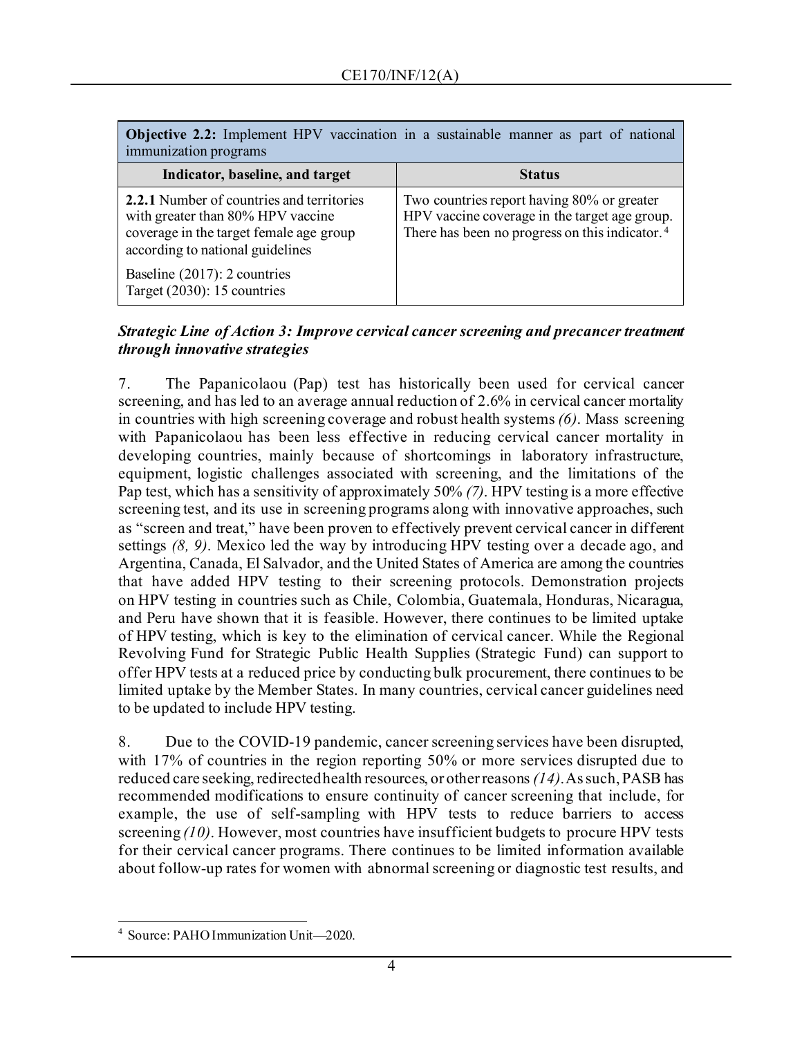| **Objective 2.2:** Implement HPV vaccination in a sustainable manner as part of national immunization programs | |
|---|---|
| **Indicator, baseline, and target** | **Status** |
| **2.2.1** Number of countries and territories with greater than 80% HPV vaccine coverage in the target female age group according to national guidelines<br><br>Baseline (2017): 2 countries<br>Target (2030): 15 countries | Two countries report having 80% or greater HPV vaccine coverage in the target age group. There has been no progress on this indicator.[4] |

***Strategic Line of Action 3: Improve cervical cancer screening and precancer treatment through innovative strategies***

7. The Papanicolaou (Pap) test has historically been used for cervical cancer screening, and has led to an average annual reduction of 2.6% in cervical cancer mortality in countries with high screening coverage and robust health systems *(6)*. Mass screening with Papanicolaou has been less effective in reducing cervical cancer mortality in developing countries, mainly because of shortcomings in laboratory infrastructure, equipment, logistic challenges associated with screening, and the limitations of the Pap test, which has a sensitivity of approximately 50% *(7)*. HPV testing is a more effective screening test, and its use in screening programs along with innovative approaches, such as "screen and treat," have been proven to effectively prevent cervical cancer in different settings *(8, 9)*. Mexico led the way by introducing HPV testing over a decade ago, and Argentina, Canada, El Salvador, and the United States of America are among the countries that have added HPV testing to their screening protocols. Demonstration projects on HPV testing in countries such as Chile, Colombia, Guatemala, Honduras, Nicaragua, and Peru have shown that it is feasible. However, there continues to be limited uptake of HPV testing, which is key to the elimination of cervical cancer. While the Regional Revolving Fund for Strategic Public Health Supplies (Strategic Fund) can support to offer HPV tests at a reduced price by conducting bulk procurement, there continues to be limited uptake by the Member States. In many countries, cervical cancer guidelines need to be updated to include HPV testing.

8. Due to the COVID-19 pandemic, cancer screening services have been disrupted, with 17% of countries in the region reporting 50% or more services disrupted due to reduced care seeking, redirected health resources, or other reasons *(14)*. As such, PASB has recommended modifications to ensure continuity of cancer screening that include, for example, the use of self-sampling with HPV tests to reduce barriers to access screening *(10)*. However, most countries have insufficient budgets to procure HPV tests for their cervical cancer programs. There continues to be limited information available about follow-up rates for women with abnormal screening or diagnostic test results, and

[4] Source: PAHO Immunization Unit—2020.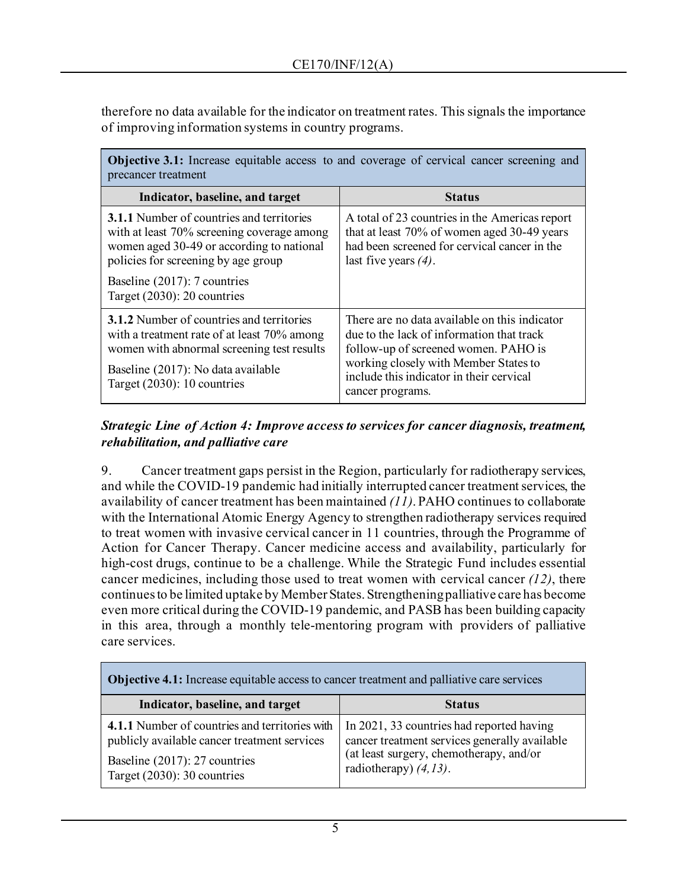therefore no data available for the indicator on treatment rates. This signals the importance of improving information systems in country programs.

| **Objective 3.1:** Increase equitable access to and coverage of cervical cancer screening and precancer treatment | |
|---|---|
| **Indicator, baseline, and target** | **Status** |
| **3.1.1** Number of countries and territories with at least 70% screening coverage among women aged 30-49 or according to national policies for screening by age group<br><br>Baseline (2017): 7 countries<br>Target (2030): 20 countries | A total of 23 countries in the Americas report that at least 70% of women aged 30-49 years had been screened for cervical cancer in the last five years *(4)*. |
| **3.1.2** Number of countries and territories with a treatment rate of at least 70% among women with abnormal screening test results<br><br>Baseline (2017): No data available<br>Target (2030): 10 countries | There are no data available on this indicator due to the lack of information that track follow-up of screened women. PAHO is working closely with Member States to include this indicator in their cervical cancer programs. |

***Strategic Line of Action 4: Improve access to services for cancer diagnosis, treatment, rehabilitation, and palliative care***

9. Cancer treatment gaps persist in the Region, particularly for radiotherapy services, and while the COVID-19 pandemic had initially interrupted cancer treatment services, the availability of cancer treatment has been maintained *(11)*. PAHO continues to collaborate with the International Atomic Energy Agency to strengthen radiotherapy services required to treat women with invasive cervical cancer in 11 countries, through the Programme of Action for Cancer Therapy. Cancer medicine access and availability, particularly for high-cost drugs, continue to be a challenge. While the Strategic Fund includes essential cancer medicines, including those used to treat women with cervical cancer *(12)*, there continues to be limited uptake by Member States. Strengthening palliative care has become even more critical during the COVID-19 pandemic, and PASB has been building capacity in this area, through a monthly tele-mentoring program with providers of palliative care services.

| **Objective 4.1:** Increase equitable access to cancer treatment and palliative care services | |
|---|---|
| **Indicator, baseline, and target** | **Status** |
| **4.1.1** Number of countries and territories with publicly available cancer treatment services<br><br>Baseline (2017): 27 countries<br>Target (2030): 30 countries | In 2021, 33 countries had reported having cancer treatment services generally available (at least surgery, chemotherapy, and/or radiotherapy) *(4,13)*. |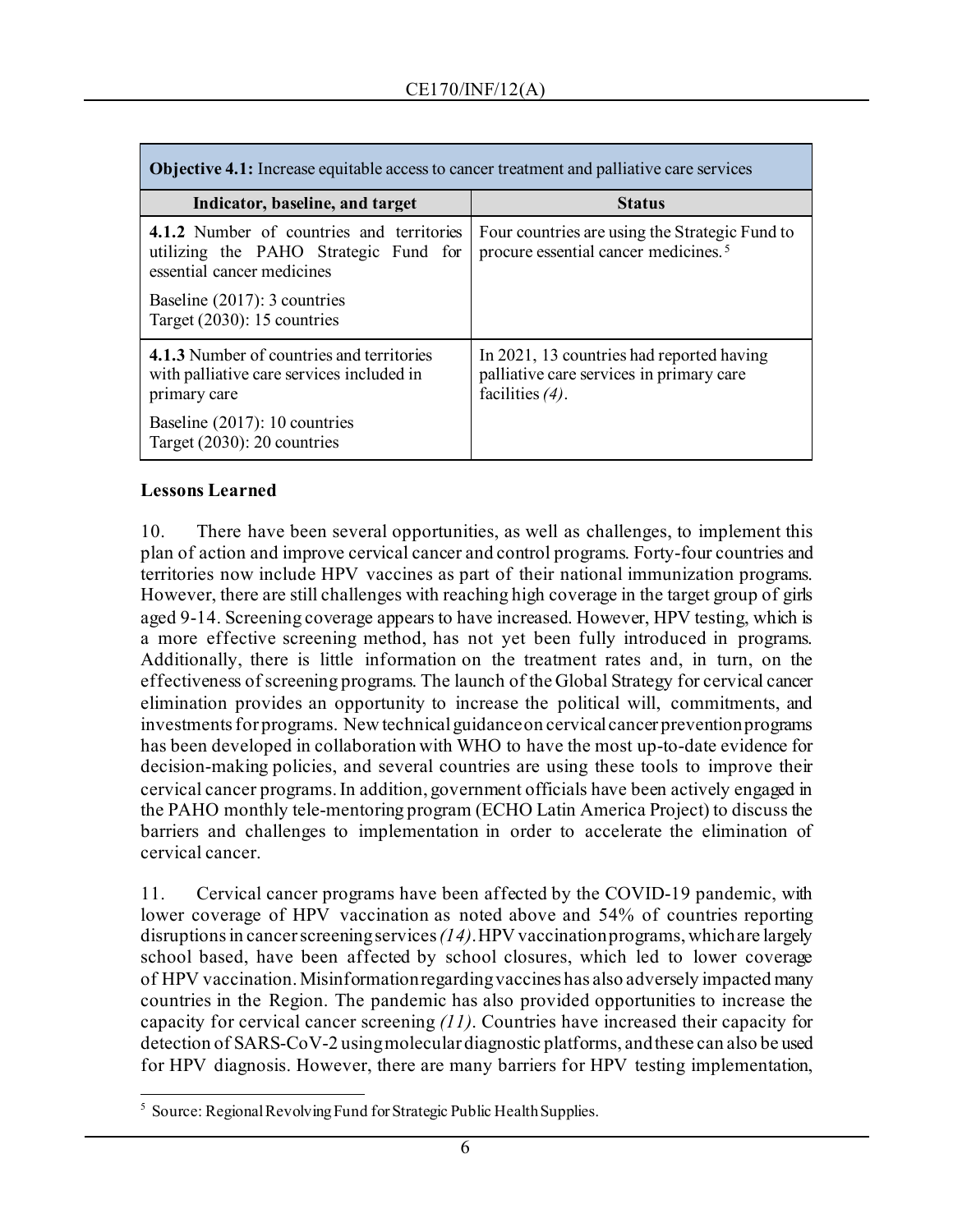| **Objective 4.1:** Increase equitable access to cancer treatment and palliative care services | |
|---|---|
| **Indicator, baseline, and target** | **Status** |
| **4.1.2** Number of countries and territories utilizing the PAHO Strategic Fund for essential cancer medicines<br><br>Baseline (2017): 3 countries<br>Target (2030): 15 countries | Four countries are using the Strategic Fund to procure essential cancer medicines.[5] |
| **4.1.3** Number of countries and territories with palliative care services included in primary care<br><br>Baseline (2017): 10 countries<br>Target (2030): 20 countries | In 2021, 13 countries had reported having palliative care services in primary care facilities *(4)*. |

**Lessons Learned**

10. There have been several opportunities, as well as challenges, to implement this plan of action and improve cervical cancer and control programs. Forty-four countries and territories now include HPV vaccines as part of their national immunization programs. However, there are still challenges with reaching high coverage in the target group of girls aged 9-14. Screening coverage appears to have increased. However, HPV testing, which is a more effective screening method, has not yet been fully introduced in programs. Additionally, there is little information on the treatment rates and, in turn, on the effectiveness of screening programs. The launch of the Global Strategy for cervical cancer elimination provides an opportunity to increase the political will, commitments, and investments for programs. New technical guidance on cervical cancer prevention programs has been developed in collaboration with WHO to have the most up-to-date evidence for decision-making policies, and several countries are using these tools to improve their cervical cancer programs. In addition, government officials have been actively engaged in the PAHO monthly tele-mentoring program (ECHO Latin America Project) to discuss the barriers and challenges to implementation in order to accelerate the elimination of cervical cancer.

11. Cervical cancer programs have been affected by the COVID-19 pandemic, with lower coverage of HPV vaccination as noted above and 54% of countries reporting disruptions in cancer screening services *(14)*. HPV vaccination programs, which are largely school based, have been affected by school closures, which led to lower coverage of HPV vaccination. Misinformation regarding vaccines has also adversely impacted many countries in the Region. The pandemic has also provided opportunities to increase the capacity for cervical cancer screening *(11)*. Countries have increased their capacity for detection of SARS-CoV-2 using molecular diagnostic platforms, and these can also be used for HPV diagnosis. However, there are many barriers for HPV testing implementation,

[5] Source: Regional Revolving Fund for Strategic Public Health Supplies.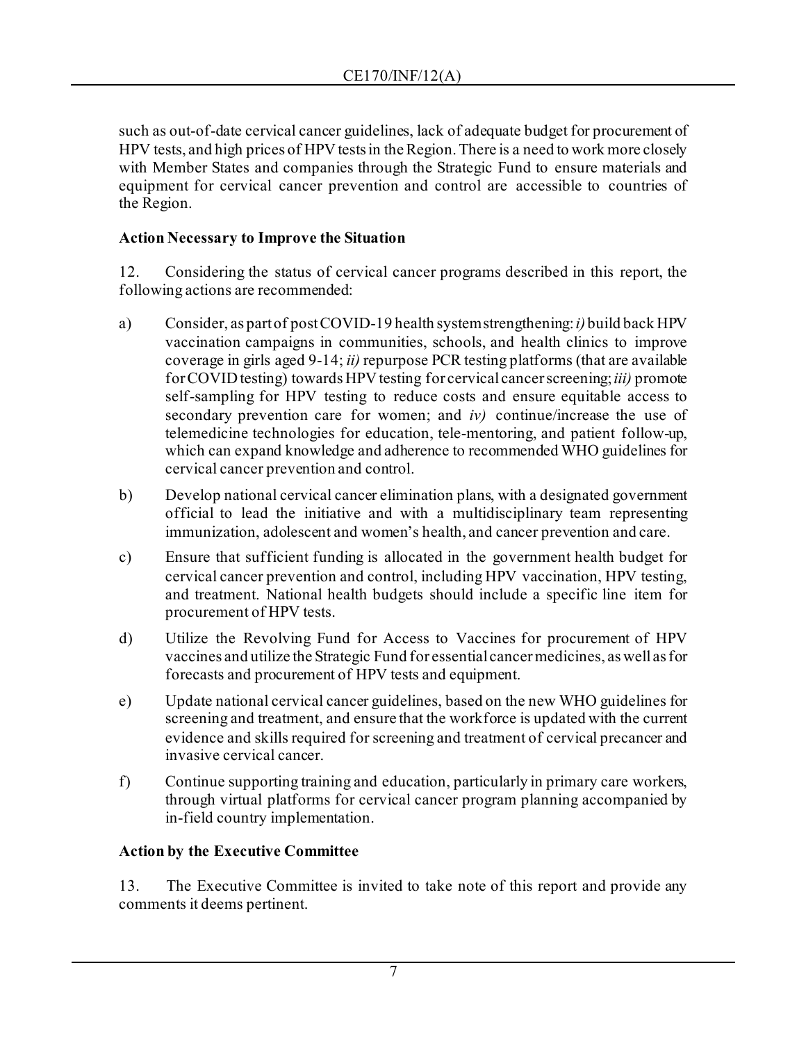such as out-of-date cervical cancer guidelines, lack of adequate budget for procurement of HPV tests, and high prices of HPV tests in the Region. There is a need to work more closely with Member States and companies through the Strategic Fund to ensure materials and equipment for cervical cancer prevention and control are accessible to countries of the Region.

**Action Necessary to Improve the Situation**

12. Considering the status of cervical cancer programs described in this report, the following actions are recommended:

a) Consider, as part of post COVID-19 health system strengthening: *i)* build back HPV vaccination campaigns in communities, schools, and health clinics to improve coverage in girls aged 9-14; *ii)* repurpose PCR testing platforms (that are available for COVID testing) towards HPV testing for cervical cancer screening; *iii)* promote self-sampling for HPV testing to reduce costs and ensure equitable access to secondary prevention care for women; and *iv)* continue/increase the use of telemedicine technologies for education, tele-mentoring, and patient follow-up, which can expand knowledge and adherence to recommended WHO guidelines for cervical cancer prevention and control.

b) Develop national cervical cancer elimination plans, with a designated government official to lead the initiative and with a multidisciplinary team representing immunization, adolescent and women's health, and cancer prevention and care.

c) Ensure that sufficient funding is allocated in the government health budget for cervical cancer prevention and control, including HPV vaccination, HPV testing, and treatment. National health budgets should include a specific line item for procurement of HPV tests.

d) Utilize the Revolving Fund for Access to Vaccines for procurement of HPV vaccines and utilize the Strategic Fund for essential cancer medicines, as well as for forecasts and procurement of HPV tests and equipment.

e) Update national cervical cancer guidelines, based on the new WHO guidelines for screening and treatment, and ensure that the workforce is updated with the current evidence and skills required for screening and treatment of cervical precancer and invasive cervical cancer.

f) Continue supporting training and education, particularly in primary care workers, through virtual platforms for cervical cancer program planning accompanied by in-field country implementation.

**Action by the Executive Committee**

13. The Executive Committee is invited to take note of this report and provide any comments it deems pertinent.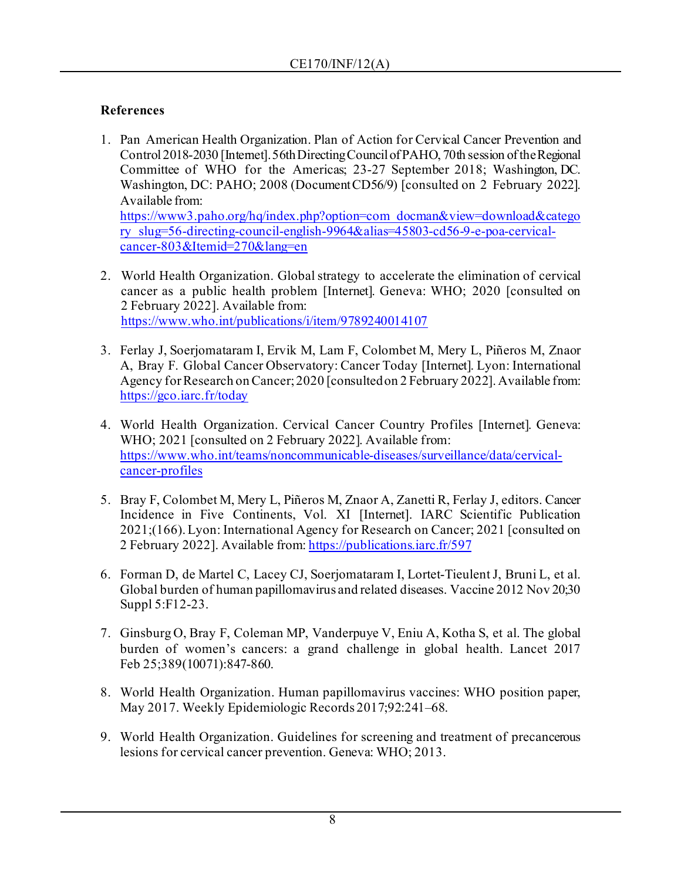### References

1. Pan American Health Organization. Plan of Action for Cervical Cancer Prevention and Control 2018-2030 [Internet]. 56th Directing Council of PAHO, 70th session of the Regional Committee of WHO for the Americas; 23-27 September 2018; Washington, DC. Washington, DC: PAHO; 2008 (Document CD56/9) [consulted on 2 February 2022]. Available from: https://www3.paho.org/hq/index.php?option=com_docman&view=download&category_slug=56-directing-council-english-9964&alias=45803-cd56-9-e-poa-cervical-cancer-803&Itemid=270&lang=en

2. World Health Organization. Global strategy to accelerate the elimination of cervical cancer as a public health problem [Internet]. Geneva: WHO; 2020 [consulted on 2 February 2022]. Available from: https://www.who.int/publications/i/item/9789240014107

3. Ferlay J, Soerjomataram I, Ervik M, Lam F, Colombet M, Mery L, Piñeros M, Znaor A, Bray F. Global Cancer Observatory: Cancer Today [Internet]. Lyon: International Agency for Research on Cancer; 2020 [consulted on 2 February 2022]. Available from: https://gco.iarc.fr/today

4. World Health Organization. Cervical Cancer Country Profiles [Internet]. Geneva: WHO; 2021 [consulted on 2 February 2022]. Available from: https://www.who.int/teams/noncommunicable-diseases/surveillance/data/cervical-cancer-profiles

5. Bray F, Colombet M, Mery L, Piñeros M, Znaor A, Zanetti R, Ferlay J, editors. Cancer Incidence in Five Continents, Vol. XI [Internet]. IARC Scientific Publication 2021;(166). Lyon: International Agency for Research on Cancer; 2021 [consulted on 2 February 2022]. Available from: https://publications.iarc.fr/597

6. Forman D, de Martel C, Lacey CJ, Soerjomataram I, Lortet-Tieulent J, Bruni L, et al. Global burden of human papillomavirus and related diseases. Vaccine 2012 Nov 20;30 Suppl 5:F12-23.

7. Ginsburg O, Bray F, Coleman MP, Vanderpuye V, Eniu A, Kotha S, et al. The global burden of women's cancers: a grand challenge in global health. Lancet 2017 Feb 25;389(10071):847-860.

8. World Health Organization. Human papillomavirus vaccines: WHO position paper, May 2017. Weekly Epidemiologic Records 2017;92:241–68.

9. World Health Organization. Guidelines for screening and treatment of precancerous lesions for cervical cancer prevention. Geneva: WHO; 2013.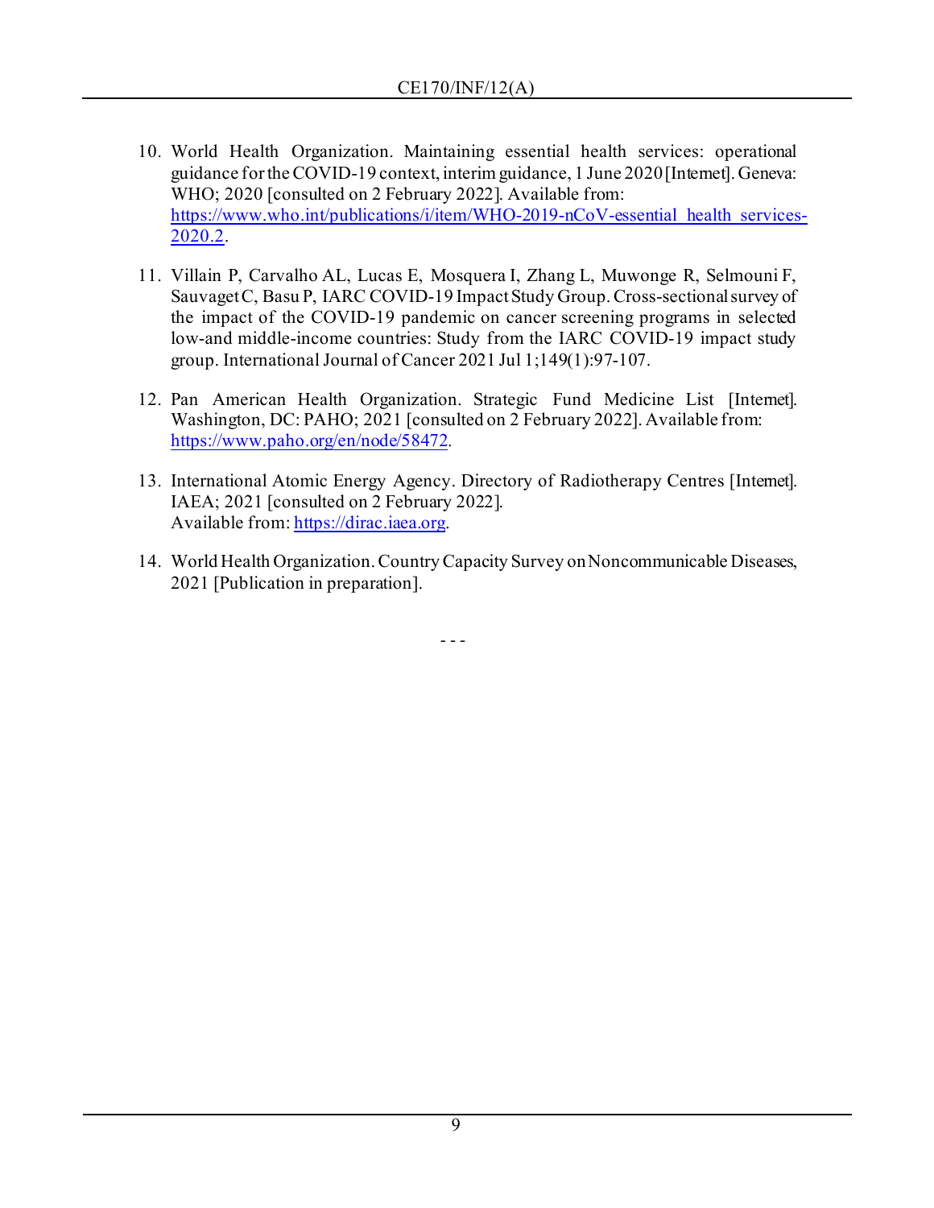10. World Health Organization. Maintaining essential health services: operational guidance for the COVID-19 context, interim guidance, 1 June 2020 [Internet]. Geneva: WHO; 2020 [consulted on 2 February 2022]. Available from: https://www.who.int/publications/i/item/WHO-2019-nCoV-essential_health_services-2020.2.

11. Villain P, Carvalho AL, Lucas E, Mosquera I, Zhang L, Muwonge R, Selmouni F, Sauvaget C, Basu P, IARC COVID-19 Impact Study Group. Cross-sectional survey of the impact of the COVID-19 pandemic on cancer screening programs in selected low-and middle-income countries: Study from the IARC COVID-19 impact study group. International Journal of Cancer 2021 Jul 1;149(1):97-107.

12. Pan American Health Organization. Strategic Fund Medicine List [Internet]. Washington, DC: PAHO; 2021 [consulted on 2 February 2022]. Available from: https://www.paho.org/en/node/58472.

13. International Atomic Energy Agency. Directory of Radiotherapy Centres [Internet]. IAEA; 2021 [consulted on 2 February 2022]. Available from: https://dirac.iaea.org.

14. World Health Organization. Country Capacity Survey on Noncommunicable Diseases, 2021 [Publication in preparation].

- - -